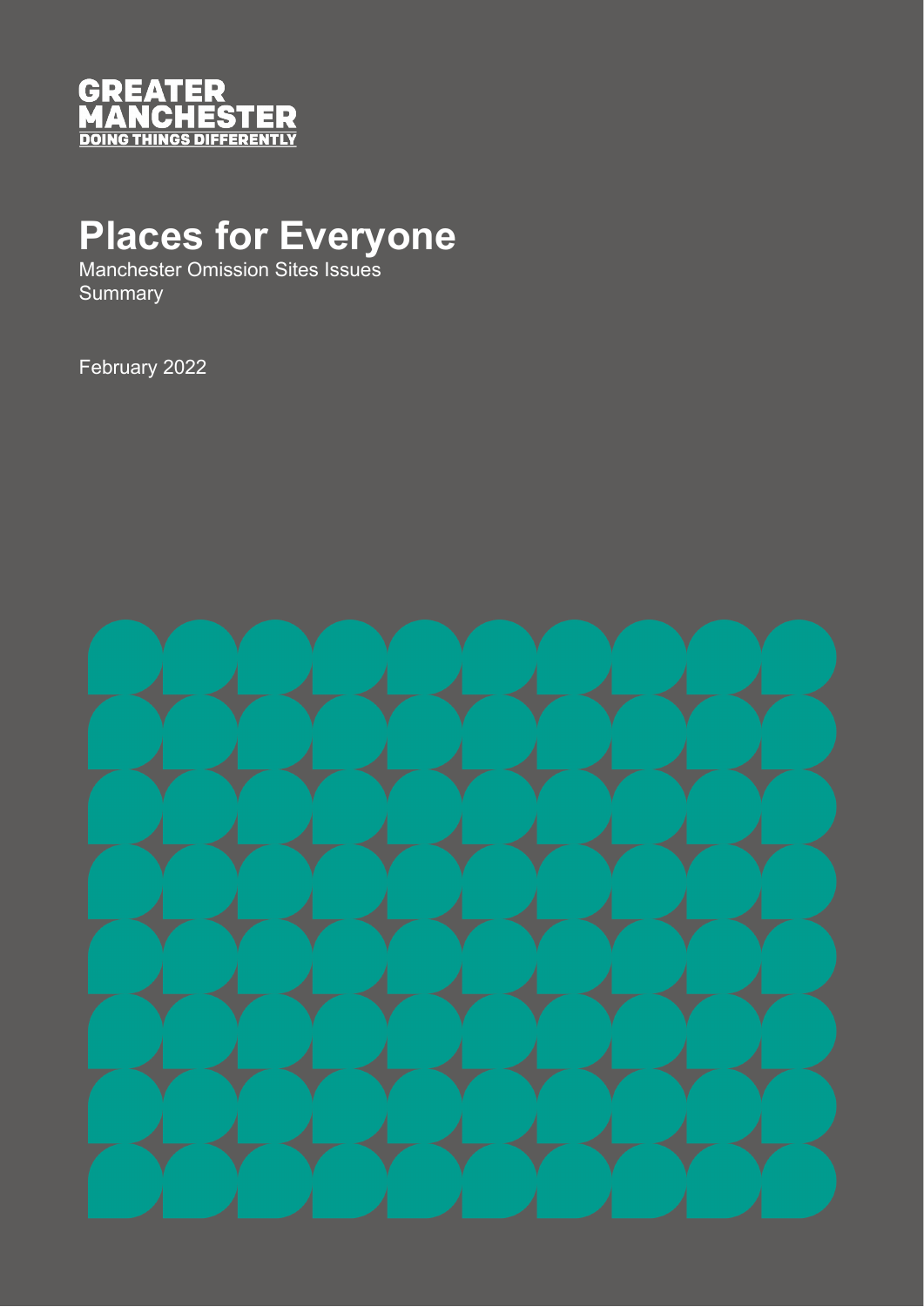GREATER MANCHESTER
DOING THINGS DIFFERENTLY

# Places for Everyone

Manchester Omission Sites Issues Summary

February 2022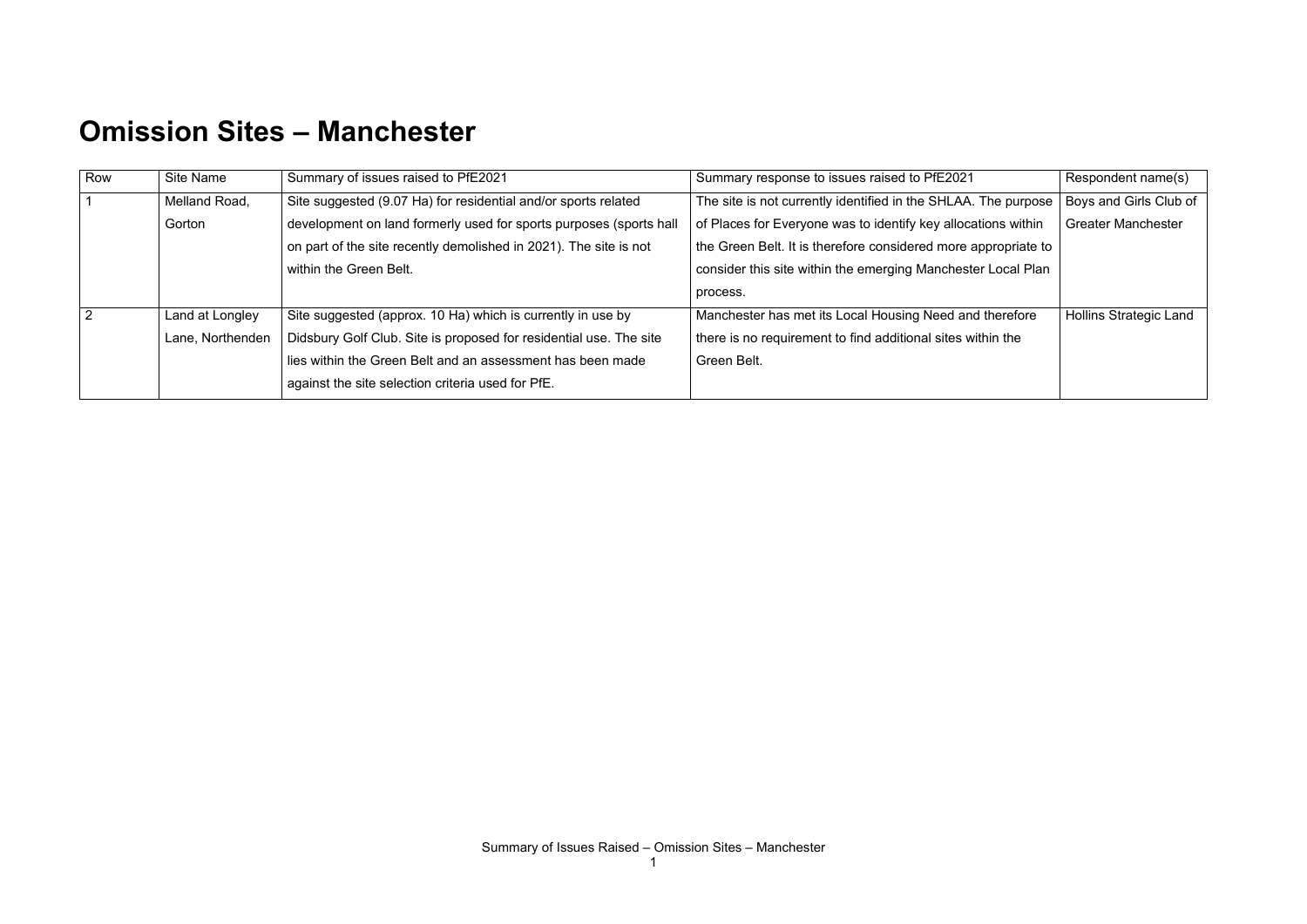# Omission Sites – Manchester

| Row | Site Name | Summary of issues raised to PfE2021 | Summary response to issues raised to PfE2021 | Respondent name(s) |
|---|---|---|---|---|
| 1 | Melland Road, Gorton | Site suggested (9.07 Ha) for residential and/or sports related development on land formerly used for sports purposes (sports hall on part of the site recently demolished in 2021). The site is not within the Green Belt. | The site is not currently identified in the SHLAA. The purpose of Places for Everyone was to identify key allocations within the Green Belt. It is therefore considered more appropriate to consider this site within the emerging Manchester Local Plan process. | Boys and Girls Club of Greater Manchester |
| 2 | Land at Longley Lane, Northenden | Site suggested (approx. 10 Ha) which is currently in use by Didsbury Golf Club. Site is proposed for residential use. The site lies within the Green Belt and an assessment has been made against the site selection criteria used for PfE. | Manchester has met its Local Housing Need and therefore there is no requirement to find additional sites within the Green Belt. | Hollins Strategic Land |